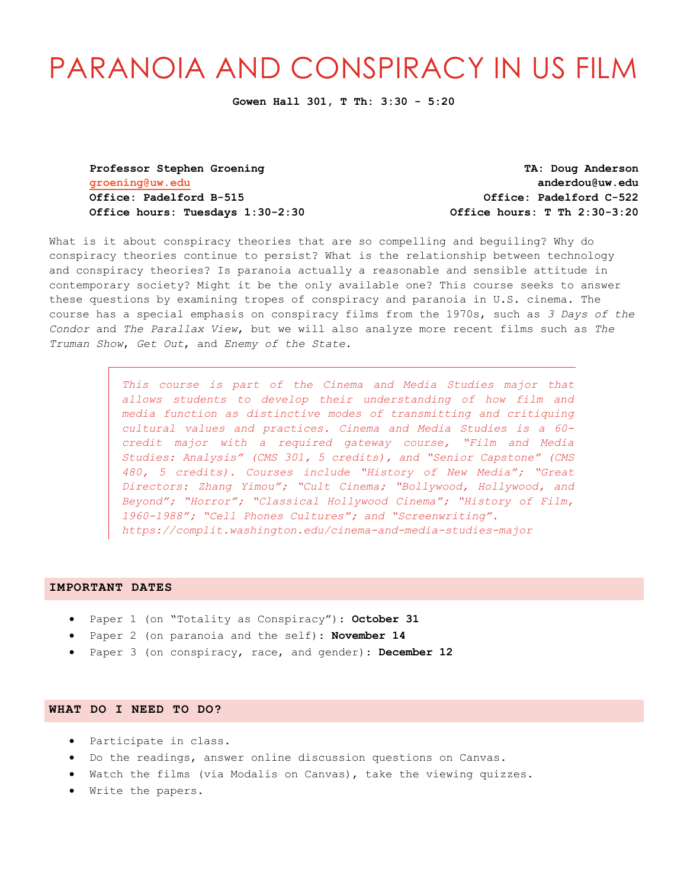# PARANOIA AND CONSPIRACY IN US FILM

**Gowen Hall 301, T Th: 3:30 - 5:20**

**Professor Stephen Groening**
**groening@uw.edu**
**Office: Padelford B-515**
**Office hours: Tuesdays 1:30-2:30**

**TA: Doug Anderson**
**anderdou@uw.edu**
**Office: Padelford C-522**
**Office hours: T Th 2:30-3:20**

What is it about conspiracy theories that are so compelling and beguiling? Why do conspiracy theories continue to persist? What is the relationship between technology and conspiracy theories? Is paranoia actually a reasonable and sensible attitude in contemporary society? Might it be the only available one? This course seeks to answer these questions by examining tropes of conspiracy and paranoia in U.S. cinema. The course has a special emphasis on conspiracy films from the 1970s, such as *3 Days of the Condor* and *The Parallax View*, but we will also analyze more recent films such as *The Truman Show*, *Get Out*, and *Enemy of the State*.

> *This course is part of the Cinema and Media Studies major that allows students to develop their understanding of how film and media function as distinctive modes of transmitting and critiquing cultural values and practices. Cinema and Media Studies is a 60-credit major with a required gateway course, "Film and Media Studies: Analysis" (CMS 301, 5 credits), and "Senior Capstone" (CMS 480, 5 credits). Courses include "History of New Media"; "Great Directors: Zhang Yimou"; "Cult Cinema; "Bollywood, Hollywood, and Beyond"; "Horror"; "Classical Hollywood Cinema"; "History of Film, 1960-1988"; "Cell Phones Cultures"; and "Screenwriting". https://complit.washington.edu/cinema-and-media-studies-major*

## IMPORTANT DATES

- Paper 1 (on "Totality as Conspiracy"): **October 31**
- Paper 2 (on paranoia and the self): **November 14**
- Paper 3 (on conspiracy, race, and gender): **December 12**

## WHAT DO I NEED TO DO?

- Participate in class.
- Do the readings, answer online discussion questions on Canvas.
- Watch the films (via Modalis on Canvas), take the viewing quizzes.
- Write the papers.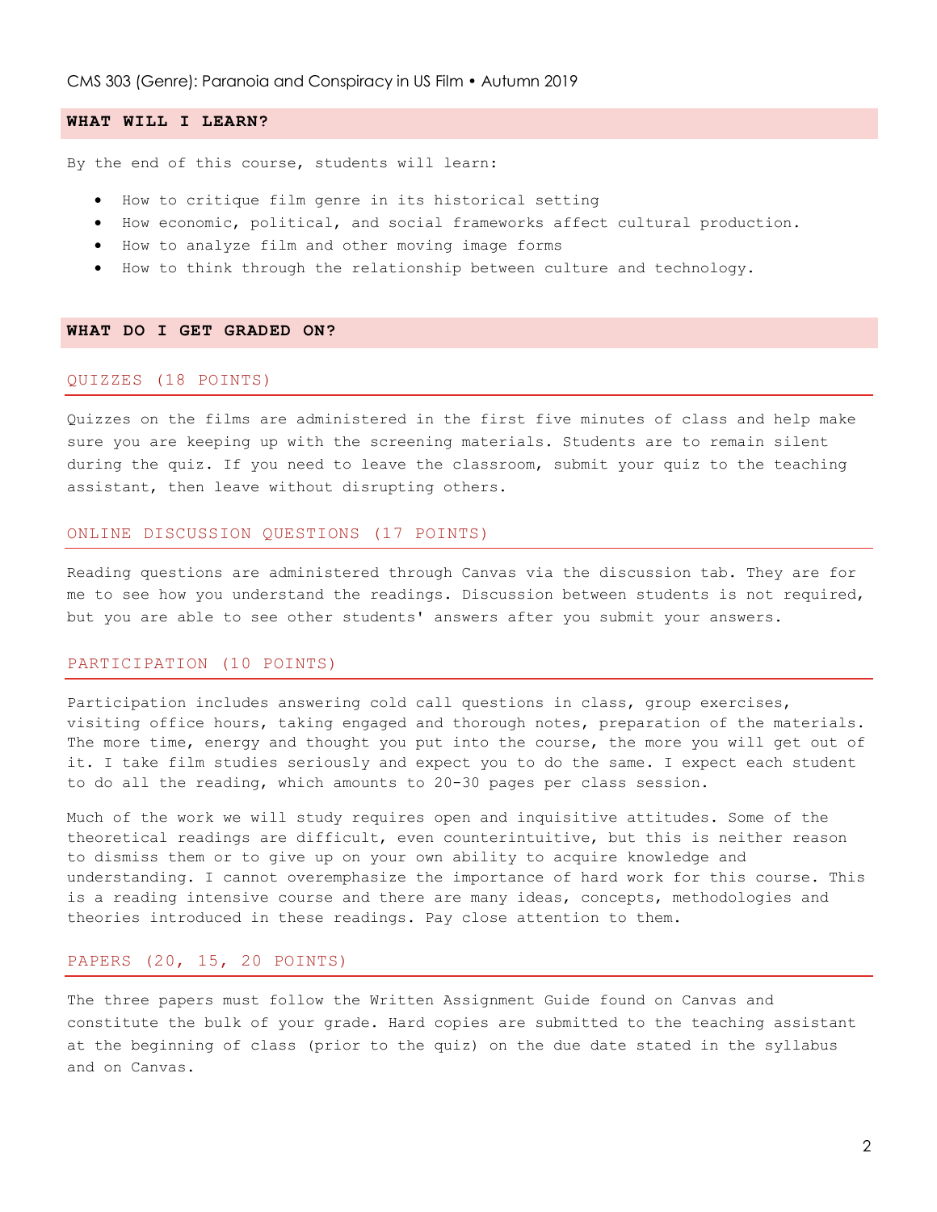CMS 303 (Genre): Paranoia and Conspiracy in US Film • Autumn 2019

## WHAT WILL I LEARN?

By the end of this course, students will learn:

- How to critique film genre in its historical setting
- How economic, political, and social frameworks affect cultural production.
- How to analyze film and other moving image forms
- How to think through the relationship between culture and technology.

## WHAT DO I GET GRADED ON?

### QUIZZES (18 POINTS)

Quizzes on the films are administered in the first five minutes of class and help make sure you are keeping up with the screening materials. Students are to remain silent during the quiz. If you need to leave the classroom, submit your quiz to the teaching assistant, then leave without disrupting others.

### ONLINE DISCUSSION QUESTIONS (17 POINTS)

Reading questions are administered through Canvas via the discussion tab. They are for me to see how you understand the readings. Discussion between students is not required, but you are able to see other students' answers after you submit your answers.

### PARTICIPATION (10 POINTS)

Participation includes answering cold call questions in class, group exercises, visiting office hours, taking engaged and thorough notes, preparation of the materials. The more time, energy and thought you put into the course, the more you will get out of it. I take film studies seriously and expect you to do the same. I expect each student to do all the reading, which amounts to 20-30 pages per class session.

Much of the work we will study requires open and inquisitive attitudes. Some of the theoretical readings are difficult, even counterintuitive, but this is neither reason to dismiss them or to give up on your own ability to acquire knowledge and understanding. I cannot overemphasize the importance of hard work for this course. This is a reading intensive course and there are many ideas, concepts, methodologies and theories introduced in these readings. Pay close attention to them.

### PAPERS (20, 15, 20 POINTS)

The three papers must follow the Written Assignment Guide found on Canvas and constitute the bulk of your grade. Hard copies are submitted to the teaching assistant at the beginning of class (prior to the quiz) on the due date stated in the syllabus and on Canvas.